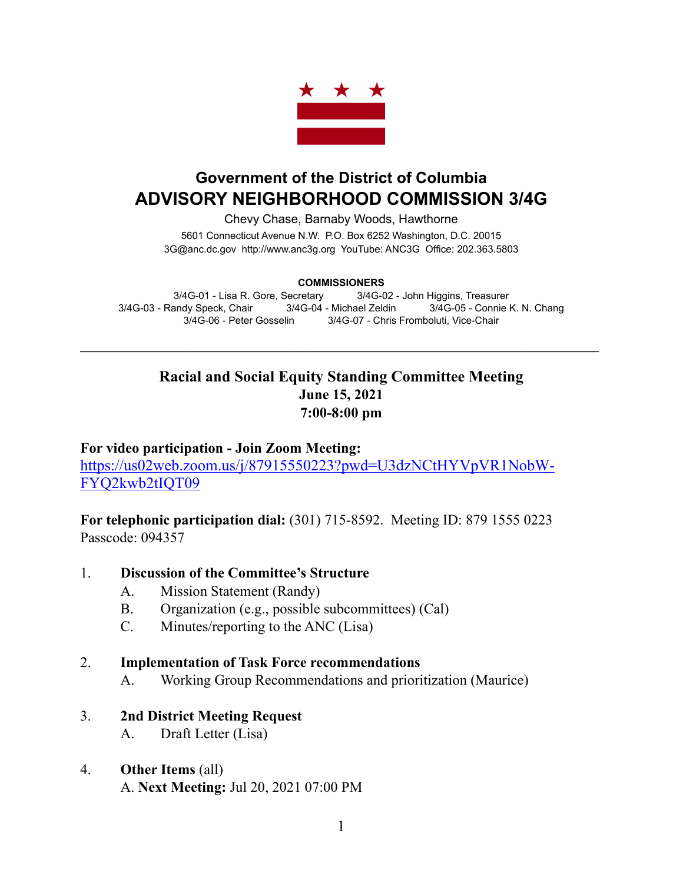## Government of the District of Columbia

# ADVISORY NEIGHBORHOOD COMMISSION 3/4G

Chevy Chase, Barnaby Woods, Hawthorne

5601 Connecticut Avenue N.W. P.O. Box 6252 Washington, D.C. 20015

3G@anc.dc.gov http://www.anc3g.org YouTube: ANC3G Office: 202.363.5803

**COMMISSIONERS**

3/4G-01 - Lisa R. Gore, Secretary
3/4G-02 - John Higgins, Treasurer
3/4G-03 - Randy Speck, Chair
3/4G-04 - Michael Zeldin
3/4G-05 - Connie K. N. Chang
3/4G-06 - Peter Gosselin
3/4G-07 - Chris Fromboluti, Vice-Chair

---

## Racial and Social Equity Standing Committee Meeting
## June 15, 2021
## 7:00-8:00 pm

**For video participation - Join Zoom Meeting:**
[https://us02web.zoom.us/j/87915550223?pwd=U3dzNCtHYVpVR1NobW-FYQ2kwb2tIQT09](https://us02web.zoom.us/j/87915550223?pwd=U3dzNCtHYVpVR1NobW-FYQ2kwb2tIQT09)

**For telephonic participation dial:** (301) 715-8592. Meeting ID: 879 1555 0223
Passcode: 094357

1. **Discussion of the Committee's Structure**
   - A. Mission Statement (Randy)
   - B. Organization (e.g., possible subcommittees) (Cal)
   - C. Minutes/reporting to the ANC (Lisa)

2. **Implementation of Task Force recommendations**
   - A. Working Group Recommendations and prioritization (Maurice)

3. **2nd District Meeting Request**
   - A. Draft Letter (Lisa)

4. **Other Items** (all)
   - A. **Next Meeting:** Jul 20, 2021 07:00 PM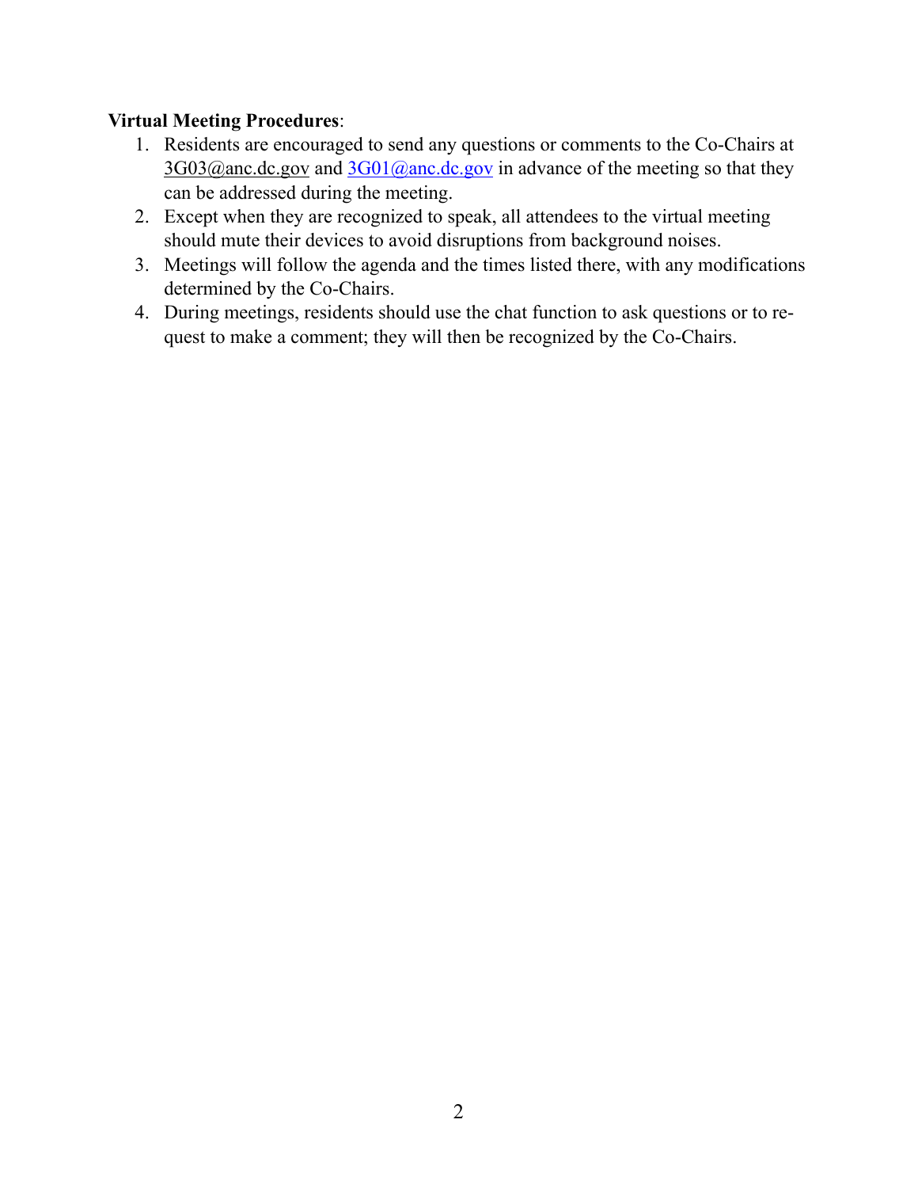**Virtual Meeting Procedures**:

1. Residents are encouraged to send any questions or comments to the Co-Chairs at 3G03@anc.dc.gov and 3G01@anc.dc.gov in advance of the meeting so that they can be addressed during the meeting.
2. Except when they are recognized to speak, all attendees to the virtual meeting should mute their devices to avoid disruptions from background noises.
3. Meetings will follow the agenda and the times listed there, with any modifications determined by the Co-Chairs.
4. During meetings, residents should use the chat function to ask questions or to request to make a comment; they will then be recognized by the Co-Chairs.